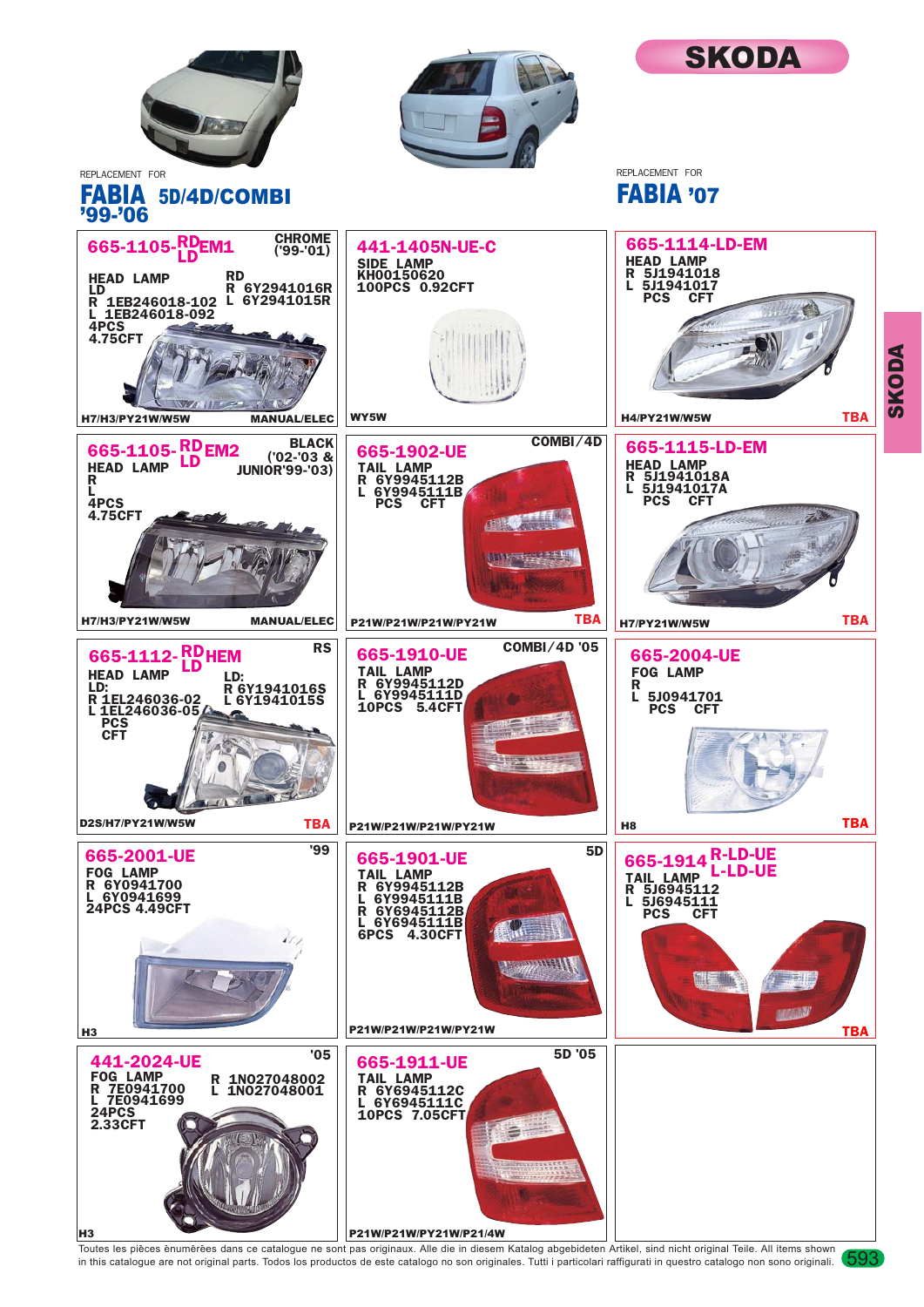# SKODA

REPLACEMENT FOR

## FABIA 5D/4D/COMBI '99-'06

REPLACEMENT FOR

## FABIA '07

---

### 665-1105-RD/LD EM1

CHROME ('99-'01)

HEAD LAMP
LD
R 1EB246018-102
L 1EB246018-092
RD
R 6Y2941016R
L 6Y2941015R
4PCS
4.75CFT

H7/H3/PY21W/W5W — MANUAL/ELEC

---

### 441-1405N-UE-C

SIDE LAMP
KH00150620
100PCS 0.92CFT

WY5W

---

### 665-1114-LD-EM

HEAD LAMP
R 5J1941018
L 5J1941017
PCS CFT

H4/PY21W/W5W — TBA

---

### 665-1105-RD/LD EM2

BLACK ('02-'03 & JUNIOR'99-'03)

HEAD LAMP
R
L
4PCS
4.75CFT

H7/H3/PY21W/W5W — MANUAL/ELEC

---

### 665-1902-UE

COMBI/4D

TAIL LAMP
R 6Y9945112B
L 6Y9945111B
PCS CFT

P21W/P21W/P21W/PY21W — TBA

---

### 665-1115-LD-EM

HEAD LAMP
R 5J1941018A
L 5J1941017A
PCS CFT

H7/PY21W/W5W — TBA

---

### 665-1112-RD/LD HEM

RS

HEAD LAMP
LD:
R 1EL246036-02
L 1EL246036-05
LD:
R 6Y1941016S
L 6Y1941015S
PCS
CFT

D2S/H7/PY21W/W5W — TBA

---

### 665-1910-UE

COMBI/4D '05

TAIL LAMP
R 6Y9945112D
L 6Y9945111D
10PCS 5.4CFT

P21W/P21W/P21W/PY21W

---

### 665-2004-UE

FOG LAMP
R
L 5J0941701
PCS CFT

H8 — TBA

---

### 665-2001-UE

'99

FOG LAMP
R 6Y0941700
L 6Y0941699
24PCS 4.49CFT

H3

---

### 665-1901-UE

5D

TAIL LAMP
R 6Y9945112B
L 6Y9945111B
R 6Y6945112B
L 6Y6945111B
6PCS 4.30CFT

P21W/P21W/P21W/PY21W

---

### 665-1914 R-LD-UE / L-LD-UE

TAIL LAMP
R 5J6945112
L 5J6945111
PCS CFT

TBA

---

### 441-2024-UE

'05

FOG LAMP
R 7E0941700
L 7E0941699
R 1N027048002
L 1N027048001
24PCS
2.33CFT

H3

---

### 665-1911-UE

5D '05

TAIL LAMP
R 6Y6945112C
L 6Y6945111C
10PCS 7.05CFT

P21W/P21W/PY21W/P21/4W

---

Toutes les pièces énumérées dans ce catalogue ne sont pas originaux. Alle die in diesem Katalog abgebildeten Artikel, sind nicht original Teile. All items shown in this catalogue are not original parts. Todos los productos de este catalogo no son originales. Tutti i particolari raffigurati in questro catalogo non sono originali.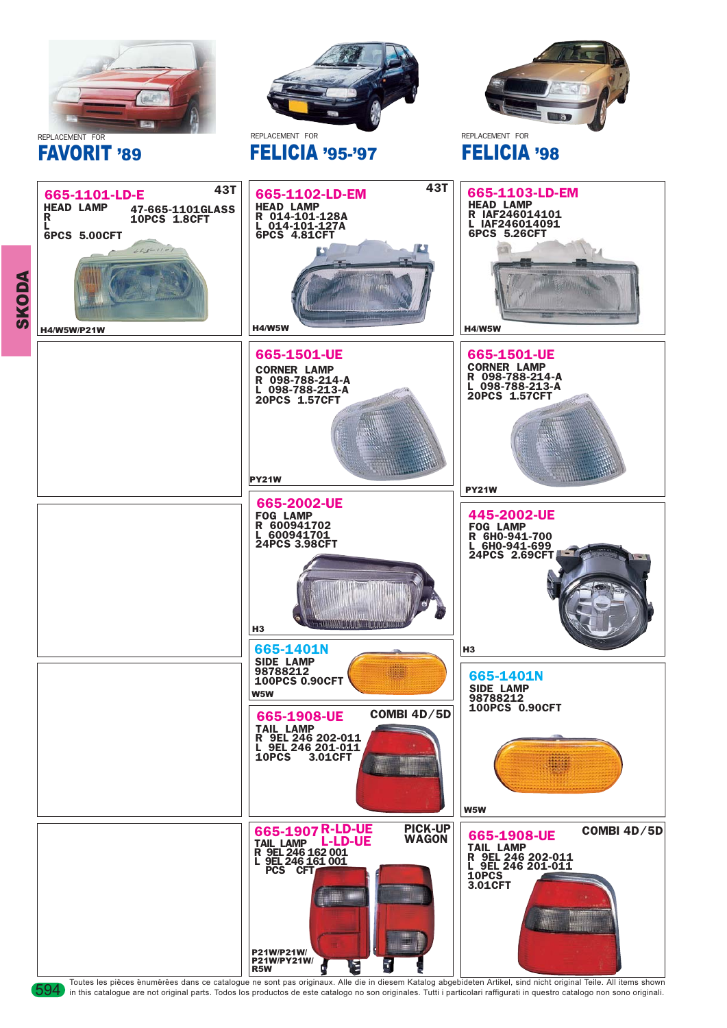REPLACEMENT FOR

## FAVORIT '89

REPLACEMENT FOR

## FELICIA '95-'97

REPLACEMENT FOR

## FELICIA '98

SKODA

**665-1101-LD-E** 43T
HEAD LAMP
R
L
6PCS 5.00CFT
47-665-1101GLASS
10PCS 1.8CFT
H4/W5W/P21W

**665-1102-LD-EM** 43T
HEAD LAMP
R 014-101-128A
L 014-101-127A
6PCS 4.81CFT
H4/W5W

**665-1103-LD-EM**
HEAD LAMP
R IAF246014101
L IAF246014091
6PCS 5.26CFT
H4/W5W

**665-1501-UE**
CORNER LAMP
R 098-788-214-A
L 098-788-213-A
20PCS 1.57CFT
PY21W

**665-1501-UE**
CORNER LAMP
R 098-788-214-A
L 098-788-213-A
20PCS 1.57CFT
PY21W

**665-2002-UE**
FOG LAMP
R 600941702
L 600941701
24PCS 3.98CFT
H3

**445-2002-UE**
FOG LAMP
R 6H0-941-700
L 6H0-941-699
24PCS 2.69CFT
H3

**665-1401N**
SIDE LAMP
98788212
100PCS 0.90CFT
W5W

**665-1401N**
SIDE LAMP
98788212
100PCS 0.90CFT
W5W

**665-1908-UE** COMBI 4D/5D
TAIL LAMP
R 9EL 246 202-011
L 9EL 246 201-011
10PCS 3.01CFT

**665-1907 R-LD-UE L-LD-UE** PICK-UP WAGON
TAIL LAMP
R 9EL 246 162 001
L 9EL 246 161 001
PCS CFT
P21W/P21W/
P21W/PY21W/
R5W

**665-1908-UE** COMBI 4D/5D
TAIL LAMP
R 9EL 246 202-011
L 9EL 246 201-011
10PCS
3.01CFT

Toutes les pièces ènumérées dans ce catalogue ne sont pas originaux. Alle die in diesem Katalog abgebideten Artikel, sind nicht original Teile. All items shown in this catalogue are not original parts. Todos los productos de este catalogo no son originales. Tutti i particolari raffigurati in questro catalogo non sono originali.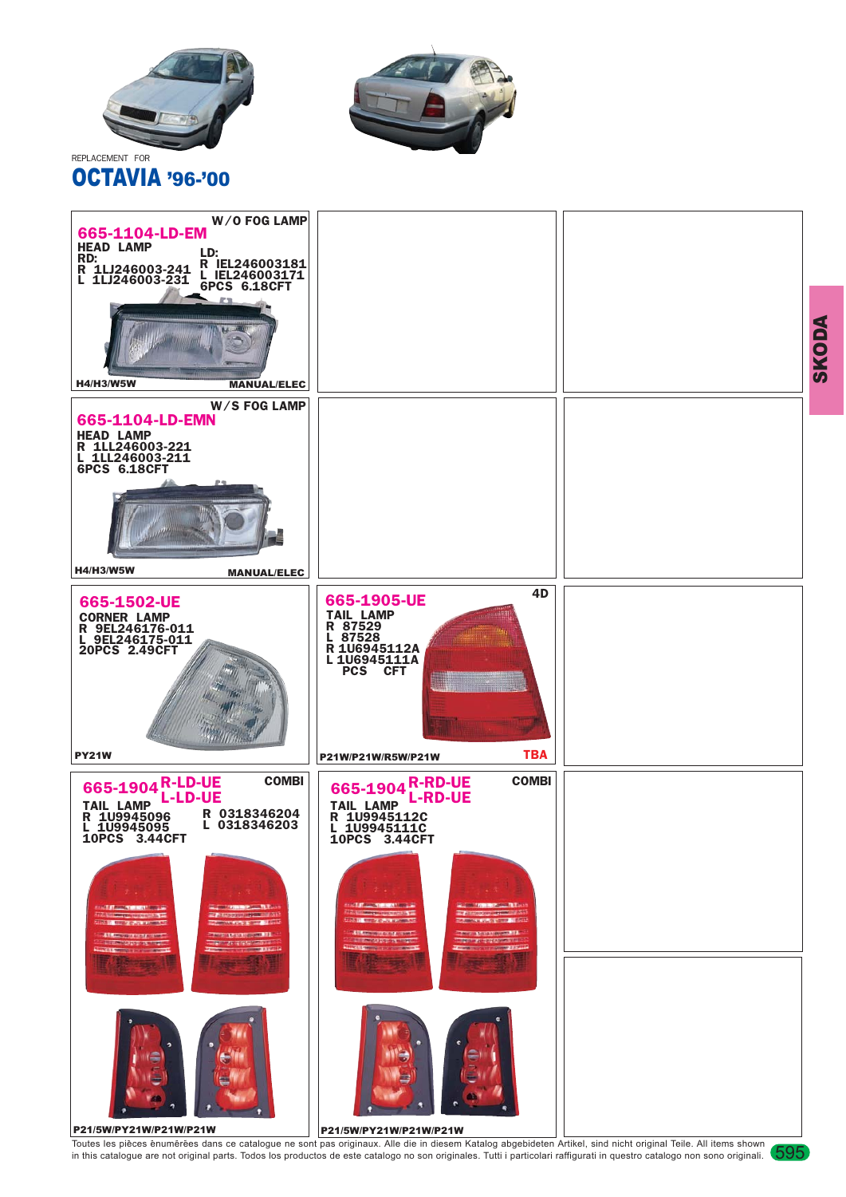REPLACEMENT FOR

# OCTAVIA '96-'00

## 665-1104-LD-EM

W/O FOG LAMP

HEAD LAMP

RD:
R 1LJ246003-241
L 1LJ246003-231

LD:
R IEL246003181
L IEL246003171

6PCS 6.18CFT

H4/H3/W5W — MANUAL/ELEC

## 665-1104-LD-EMN

W/S FOG LAMP

HEAD LAMP
R 1LL246003-221
L 1LL246003-211
6PCS 6.18CFT

H4/H3/W5W — MANUAL/ELEC

## 665-1502-UE

CORNER LAMP
R 9EL246176-011
L 9EL246175-011
20PCS 2.49CFT

PY21W

## 665-1905-UE

4D

TAIL LAMP
R 87529
L 87528
R 1U6945112A
L 1U6945111A
PCS CFT

P21W/P21W/R5W/P21W — TBA

## 665-1904 R-LD-UE / L-LD-UE

COMBI

TAIL LAMP
R 1U9945096
L 1U9945095

R 0318346204
L 0318346203

10PCS 3.44CFT

P21/5W/PY21W/P21W/P21W

## 665-1904 R-RD-UE / L-RD-UE

COMBI

TAIL LAMP
R 1U9945112C
L 1U9945111C
10PCS 3.44CFT

P21/5W/PY21W/P21W/P21W

SKODA

Toutes les pièces ênumêrêes dans ce catalogue ne sont pas originaux. Alle die in diesem Katalog abgebideten Artikel, sind nicht original Teile. All items shown in this catalogue are not original parts. Todos los productos de este catalogo no son originales. Tutti i particolari raffigurati in questro catalogo non sono originali.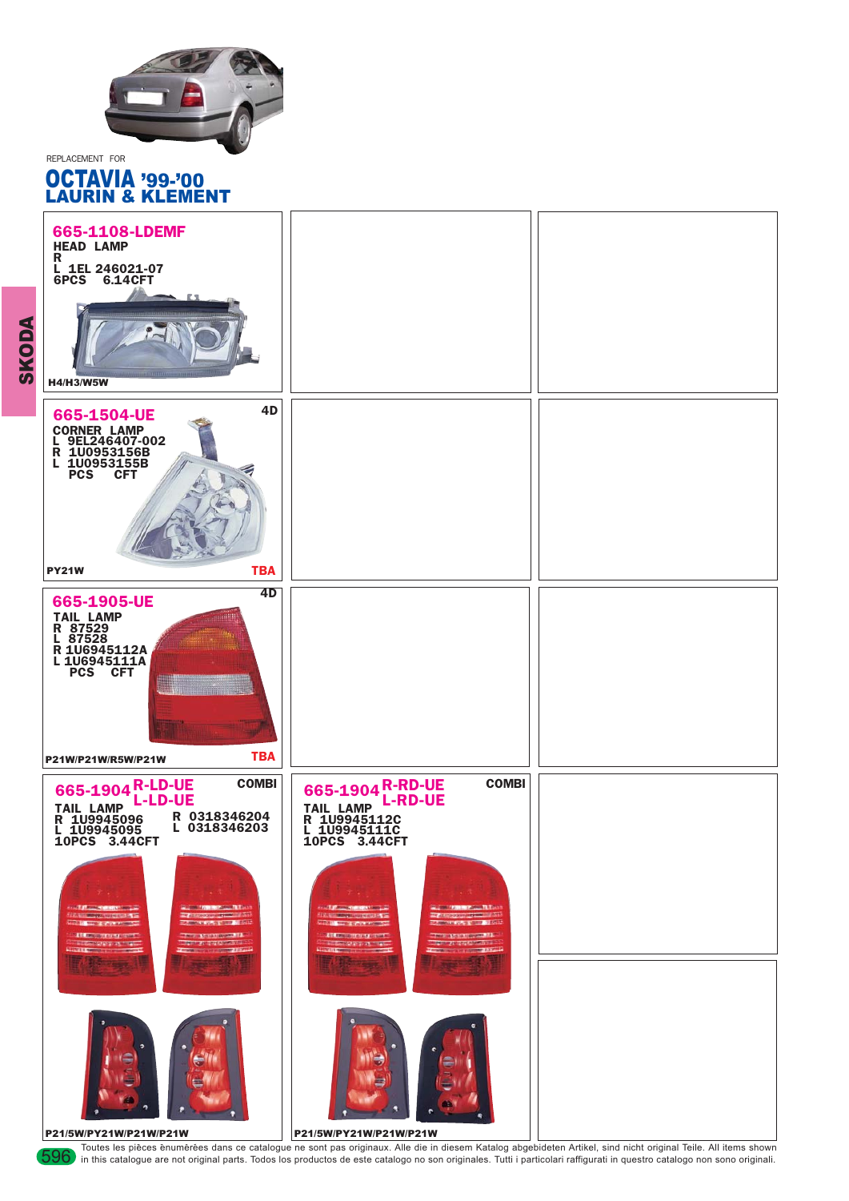REPLACEMENT FOR

# OCTAVIA '99-'00
## LAURIN & KLEMENT

SKODA

### 665-1108-LDEMF

HEAD LAMP
R
L 1EL 246021-07
6PCS 6.14CFT

H4/H3/W5W

### 665-1504-UE

4D

CORNER LAMP
L 9EL246407-002
R 1U0953156B
L 1U0953155B
PCS CFT

PY21W

TBA

### 665-1905-UE

4D

TAIL LAMP
R 87529
L 87528
R 1U6945112A
L 1U6945111A
PCS CFT

P21W/P21W/R5W/P21W

TBA

### 665-1904 R-LD-UE / L-LD-UE

COMBI

TAIL LAMP
R 1U9945096 R 0318346204
L 1U9945095 L 0318346203
10PCS 3.44CFT

P21/5W/PY21W/P21W/P21W

### 665-1904 R-RD-UE / L-RD-UE

COMBI

TAIL LAMP
R 1U9945112C
L 1U9945111C
10PCS 3.44CFT

P21/5W/PY21W/P21W/P21W

Toutes les pièces énumérées dans ce catalogue ne sont pas originaux. Alle die in diesem Katalog abgebideten Artikel, sind nicht original Teile. All items shown in this catalogue are not original parts. Todos los productos de este catalogo no son originales. Tutti i particolari raffigurati in questro catalogo non sono originali.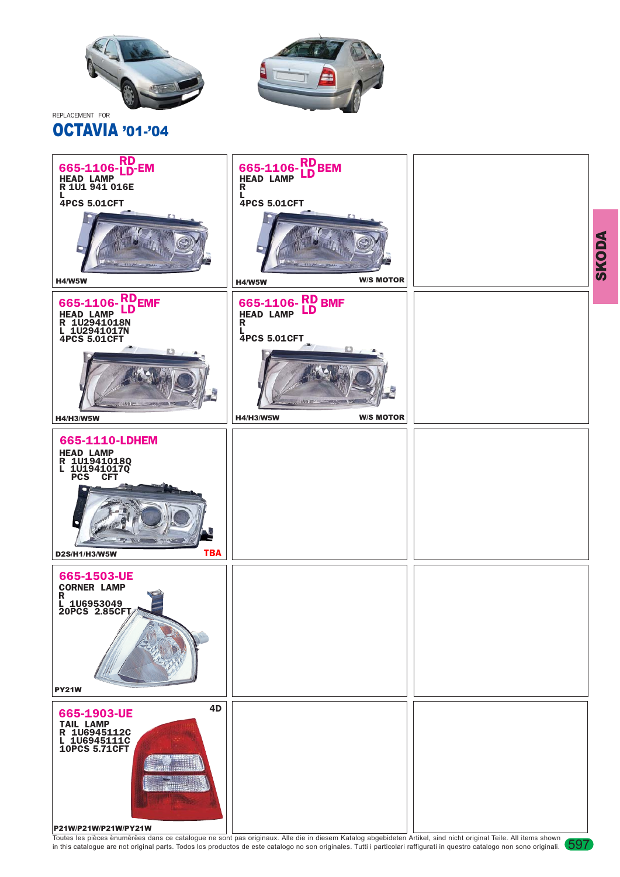REPLACEMENT FOR

# OCTAVIA '01-'04

**SKODA**

## 665-1106-RD/LD-EM
HEAD LAMP
R 1U1 941 016E
L
4PCS 5.01CFT

H4/W5W

## 665-1106-RD/LD BEM
HEAD LAMP
R
L
4PCS 5.01CFT

H4/W5W W/S MOTOR

## 665-1106-RD/LD EMF
HEAD LAMP
R 1U2941018N
L 1U2941017N
4PCS 5.01CFT

H4/H3/W5W

## 665-1106-RD/LD BMF
HEAD LAMP
R
L
4PCS 5.01CFT

H4/H3/W5W W/S MOTOR

## 665-1110-LDHEM
HEAD LAMP
R 1U1941018Q
L 1U1941017Q
PCS CFT

D2S/H1/H3/W5W TBA

## 665-1503-UE
CORNER LAMP
R
L 1U6953049
20PCS 2.85CFT

PY21W

## 665-1903-UE
4D

TAIL LAMP
R 1U6945112C
L 1U6945111C
10PCS 5.71CFT

P21W/P21W/P21W/PY21W

Toutes les pièces énumérées dans ce catalogue ne sont pas originaux. Alle die in diesem Katalog abgebideten Artikel, sind nicht original Teile. All items shown in this catalogue are not original parts. Todos los productos de este catalogo no son originales. Tutti i particolari raffigurati in questro catalogo non sono originali.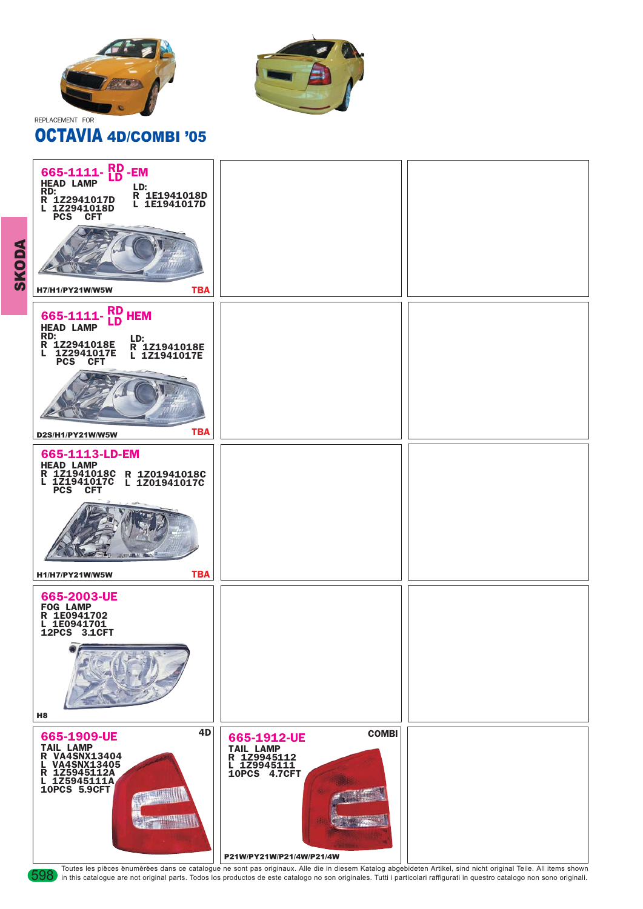REPLACEMENT FOR

# OCTAVIA 4D/COMBI '05

SKODA

## 665-1111-RD/LD-EM

HEAD LAMP

RD:
R 1Z2941017D
L 1Z2941018D

LD:
R 1E1941018D
L 1E1941017D

PCS CFT

H7/H1/PY21W/W5W — TBA

## 665-1111-RD/LD HEM

HEAD LAMP

RD:
R 1Z2941018E
L 1Z2941017E

LD:
R 1Z1941018E
L 1Z1941017E

PCS CFT

D2S/H1/PY21W/W5W — TBA

## 665-1113-LD-EM

HEAD LAMP

R 1Z1941018C — R 1Z01941018C
L 1Z1941017C — L 1Z01941017C

PCS CFT

H1/H7/PY21W/W5W — TBA

## 665-2003-UE

FOG LAMP

R 1E0941702
L 1E0941701

12PCS 3.1CFT

H8

## 665-1909-UE (4D)

TAIL LAMP

R VA4SNX13404
L VA4SNX13405
R 1Z5945112A
L 1Z5945111A

10PCS 5.9CFT

## 665-1912-UE (COMBI)

TAIL LAMP

R 1Z9945112
L 1Z9945111

10PCS 4.7CFT

P21W/PY21W/P21/4W/P21/4W

Toutes les pièces ènumérèes dans ce catalogue ne sont pas originaux. Alle die in diesem Katalog abgebideten Artikel, sind nicht original Teile. All items shown in this catalogue are not original parts. Todos los productos de este catalogo no son originales. Tutti i particolari raffigurati in questro catalogo non sono originali.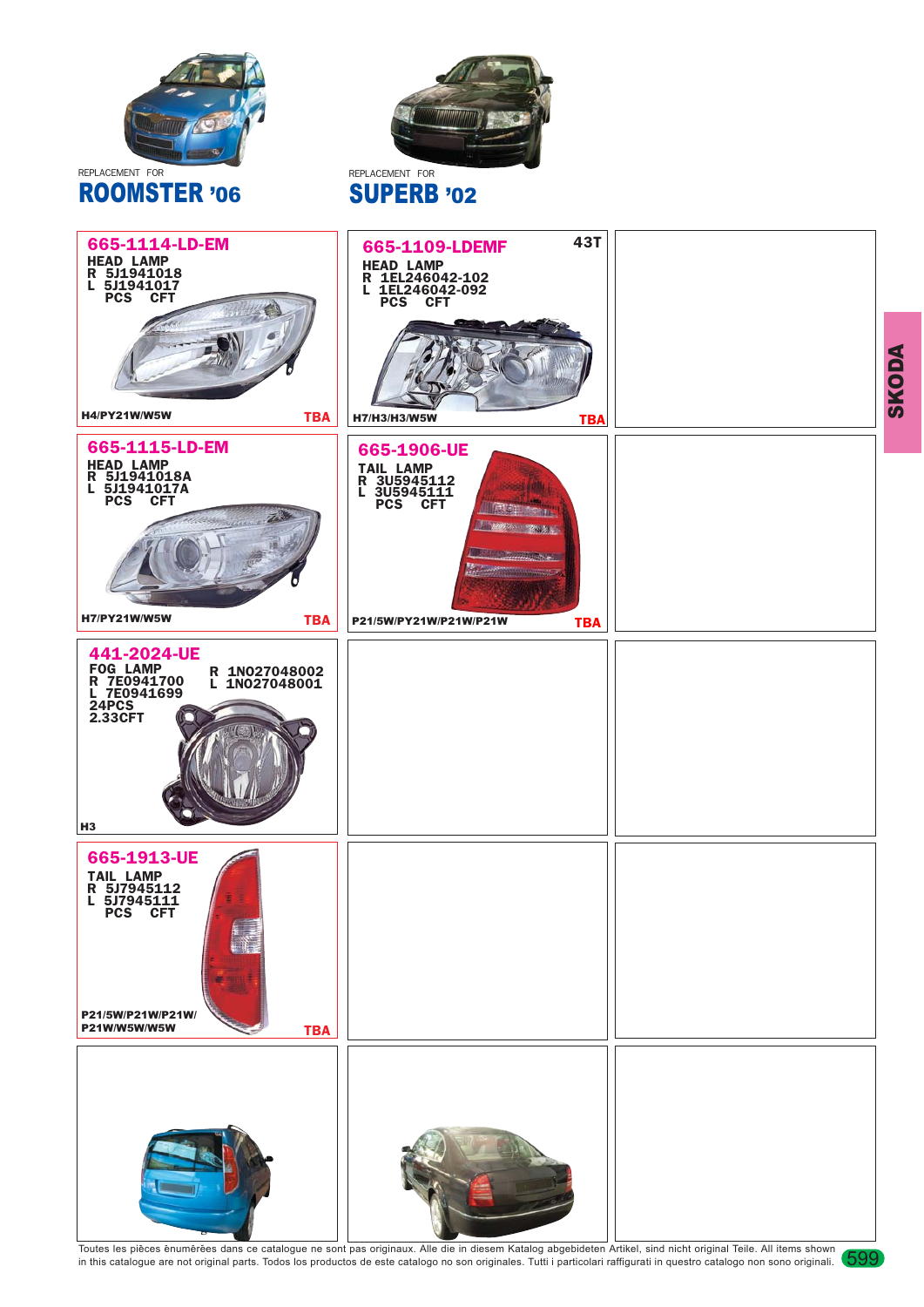REPLACEMENT FOR

## ROOMSTER '06

REPLACEMENT FOR

## SUPERB '02

### 665-1114-LD-EM

HEAD LAMP
R 5J1941018
L 5J1941017
PCS CFT

H4/PY21W/W5W — TBA

### 665-1109-LDEMF

43T

HEAD LAMP
R 1EL246042-102
L 1EL246042-092
PCS CFT

H7/H3/H3/W5W — TBA

### 665-1115-LD-EM

HEAD LAMP
R 5J1941018A
L 5J1941017A
PCS CFT

H7/PY21W/W5W — TBA

### 665-1906-UE

TAIL LAMP
R 3U5945112
L 3U5945111
PCS CFT

P21/5W/PY21W/P21W/P21W — TBA

### 441-2024-UE

FOG LAMP
R 7E0941700 — R 1NO27048002
L 7E0941699 — L 1NO27048001
24PCS
2.33CFT

H3

### 665-1913-UE

TAIL LAMP
R 5J7945112
L 5J7945111
PCS CFT

P21/5W/P21W/P21W/
P21W/W5W/W5W — TBA

SKODA

Toutes les pièces ènumérées dans ce catalogue ne sont pas originaux. Alle die in diesem Katalog abgebideten Artikel, sind nicht original Teile. All items shown in this catalogue are not original parts. Todos los productos de este catalogo no son originales. Tutti i particolari raffigurati in questro catalogo non sono originali.